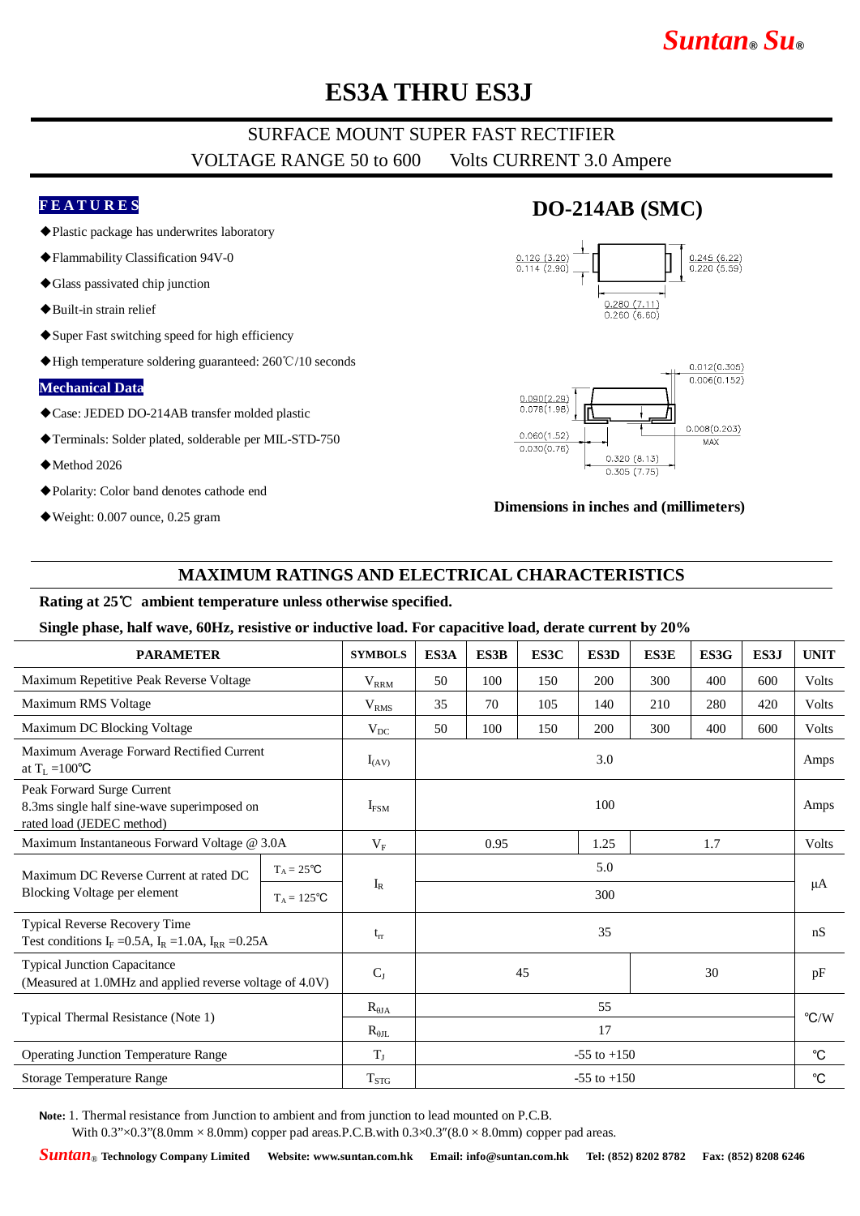# ES3A THRU ES3J

## SURFACE MOUNT SUPER FAST RECTIFIER

VOLTAGE RANGE 50 to 600 Volts CURRENT 3.0 Ampere

### FEATURES

- ◆Plastic package has underwrites laboratory
- ◆Flammability Classification 94V-0
- ◆Glass passivated chip junction
- ◆Built-in strain relief
- ◆Super Fast switching speed for high efficiency
- ◆High temperature soldering guaranteed: 260℃/10 seconds

### Mechanical Data

- ◆Case: JEDED DO-214AB transfer molded plastic
- ◆Terminals: Solder plated, solderable per MIL-STD-750
- ◆Method 2026
- ◆Polarity: Color band denotes cathode end
- ◆Weight: 0.007 ounce, 0.25 gram

## DO-214AB (SMC)

0.126 (3.20) / 0.114 (2.90)
0.245 (6.22) / 0.220 (5.59)
0.280 (7.11) / 0.260 (6.60)
0.012(0.305) / 0.006(0.152)
0.090(2.29) / 0.078(1.98)
0.060(1.52) / 0.030(0.76)
0.008(0.203) MAX
0.320 (8.13) / 0.305 (7.75)

**Dimensions in inches and (millimeters)**

## MAXIMUM RATINGS AND ELECTRICAL CHARACTERISTICS

**Rating at 25℃ ambient temperature unless otherwise specified.**

**Single phase, half wave, 60Hz, resistive or inductive load. For capacitive load, derate current by 20%**

| PARAMETER | | SYMBOLS | ES3A | ES3B | ES3C | ES3D | ES3E | ES3G | ES3J | UNIT |
|---|---|---|---|---|---|---|---|---|---|---|
| Maximum Repetitive Peak Reverse Voltage | | $V_{RRM}$ | 50 | 100 | 150 | 200 | 300 | 400 | 600 | Volts |
| Maximum RMS Voltage | | $V_{RMS}$ | 35 | 70 | 105 | 140 | 210 | 280 | 420 | Volts |
| Maximum DC Blocking Voltage | | $V_{DC}$ | 50 | 100 | 150 | 200 | 300 | 400 | 600 | Volts |
| Maximum Average Forward Rectified Current at $T_L$ =100℃ | | $I_{(AV)}$ | 3.0 | | | | | | | Amps |
| Peak Forward Surge Current 8.3ms single half sine-wave superimposed on rated load (JEDEC method) | | $I_{FSM}$ | 100 | | | | | | | Amps |
| Maximum Instantaneous Forward Voltage @ 3.0A | | $V_F$ | 0.95 | | | 1.25 | 1.7 | | | Volts |
| Maximum DC Reverse Current at rated DC Blocking Voltage per element | $T_A$ = 25℃ | $I_R$ | 5.0 | | | | | | | μA |
| | $T_A$ = 125℃ | | 300 | | | | | | | |
| Typical Reverse Recovery Time Test conditions $I_F$ =0.5A, $I_R$ =1.0A, $I_{RR}$ =0.25A | | $t_{rr}$ | 35 | | | | | | | nS |
| Typical Junction Capacitance (Measured at 1.0MHz and applied reverse voltage of 4.0V) | | $C_J$ | 45 | | | | 30 | | | pF |
| Typical Thermal Resistance (Note 1) | | $R_{θJA}$ | 55 | | | | | | | ℃/W |
| | | $R_{θJL}$ | 17 | | | | | | | |
| Operating Junction Temperature Range | | $T_J$ | -55 to +150 | | | | | | | ℃ |
| Storage Temperature Range | | $T_{STG}$ | -55 to +150 | | | | | | | ℃ |

**Note:** 1. Thermal resistance from Junction to ambient and from junction to lead mounted on P.C.B.
With 0.3"×0.3"(8.0mm × 8.0mm) copper pad areas.P.C.B.with 0.3×0.3″(8.0 × 8.0mm) copper pad areas.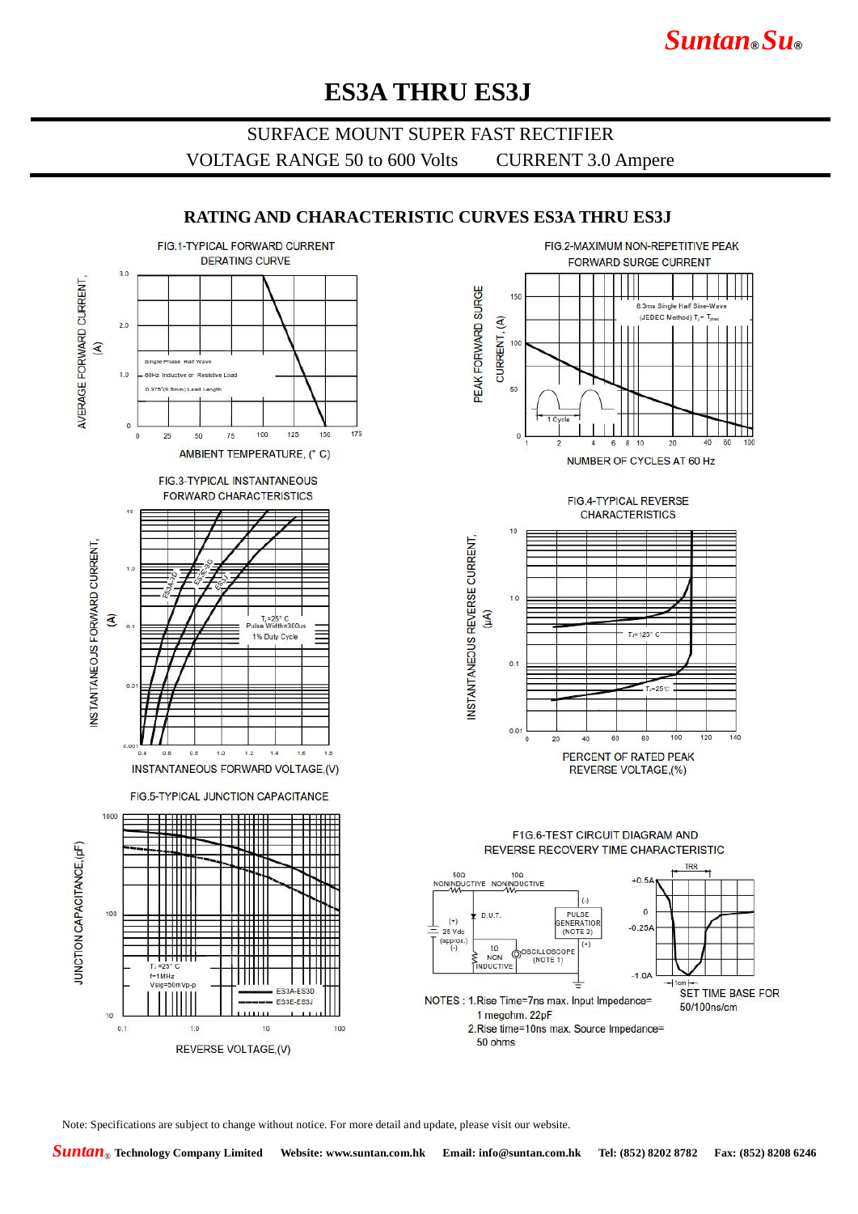# ES3A THRU ES3J

SURFACE MOUNT SUPER FAST RECTIFIER

VOLTAGE RANGE 50 to 600 Volts CURRENT 3.0 Ampere

## RATING AND CHARACTERISTIC CURVES ES3A THRU ES3J

FIG.1-TYPICAL FORWARD CURRENT DERATING CURVE

AVERAGE FORWARD CURRENT, (A)

3.0
2.0
1.0
0

Single Phase Half Wave
60Hz Inductive or Resistive Load
0.375"(9.5mm) Lead Length

0 25 50 75 100 125 150 175

AMBIENT TEMPERATURE, (° C)

FIG.2-MAXIMUM NON-REPETITIVE PEAK FORWARD SURGE CURRENT

PEAK FORWARD SURGE CURRENT, (A)

150
100
50
0

8.3ms Single Half Sine-Wave (JEDEC Method) $T_J = T_{jmax}$

1 Cycle

1 2 4 6 8 10 20 40 60 100

NUMBER OF CYCLES AT 60 Hz

FIG.3-TYPICAL INSTANTANEOUS FORWARD CHARACTERISTICS

INSTANTANEOUS FORWARD CURRENT, (A)

10
1.0
0.1
0.01
0.001

ES3A-3D
ES3E-3G
ES3J

$T_J$=25° C
Pulse Width=300us
1% Duty Cycle

0.4 0.6 0.8 1.0 1.2 1.4 1.6 1.8

INSTANTANEOUS FORWARD VOLTAGE,(V)

FIG.4-TYPICAL REVERSE CHARACTERISTICS

INSTANTANEOUS REVERSE CURRENT, (µA)

10
1.0
0.1
0.01

$T_J$=125° C
$T_J$=25°C

0 20 40 60 80 100 120 140

PERCENT OF RATED PEAK REVERSE VOLTAGE,(%)

FIG.5-TYPICAL JUNCTION CAPACITANCE

JUNCTION CAPACITANCE,(pF)

1000
100
10

$T_J$=25° C
f=1MHz
Vsig=50mVp-p

ES3A-ES3D
ES3E-ES3J

0.1 1.0 10 100

REVERSE VOLTAGE,(V)

FIG.6-TEST CIRCUIT DIAGRAM AND REVERSE RECOVERY TIME CHARACTERISTIC

50Ω NONINDUCTIVE
10Ω NONINDUCTIVE
D.U.T.
(+) 25 Vdc (approx.) (-)
1Ω NON INDUCTIVE
PULSE GENERATOR (NOTE 2)
OSCILLOSCOPE (NOTE 1)
(-) (+)

TRR
+0.5A
0
-0.25A
-1.0A
1cm
SET TIME BASE FOR 50/100ns/cm

NOTES : 1.Rise Time=7ns max. Input Impedance= 1 megohm. 22pF

2.Rise time=10ns max. Source Impedance= 50 ohms

Note: Specifications are subject to change without notice. For more detail and update, please visit our website.